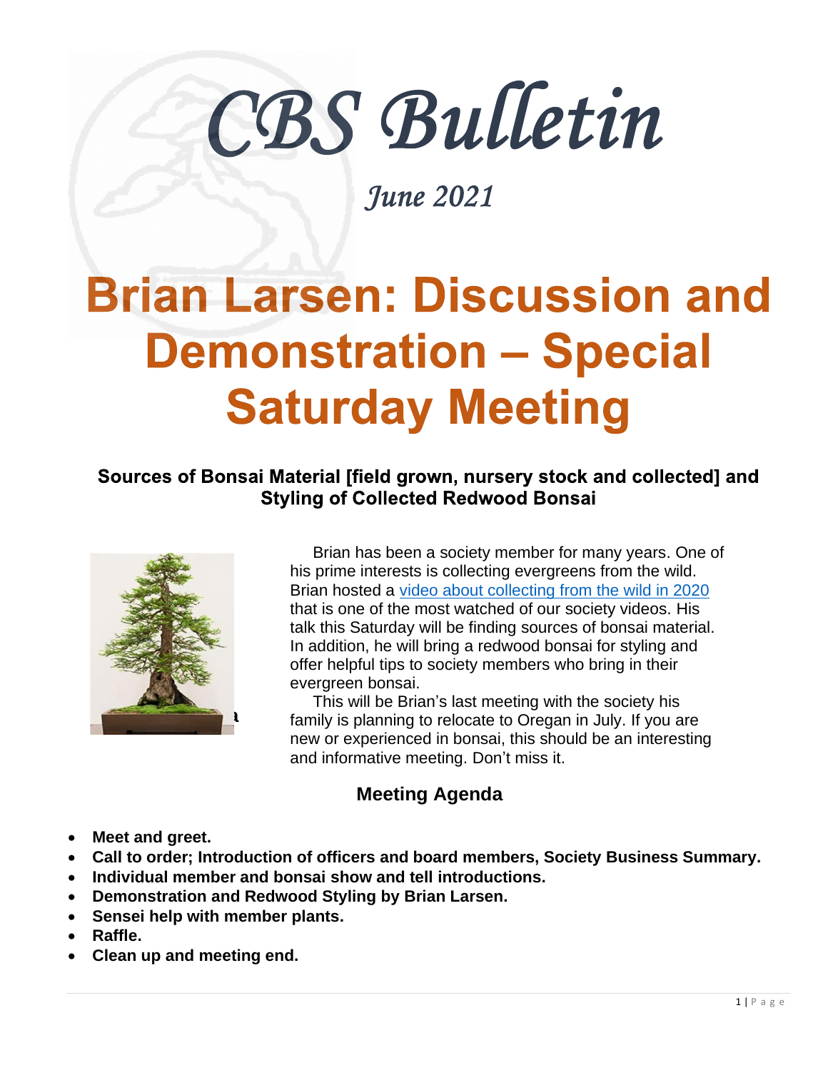# CBS Bulletin

*June 2021*

# Brian Larsen: Discussion and Demonstration – Special Saturday Meeting

### Sources of Bonsai Material [field grown, nursery stock and collected] and Styling of Collected Redwood Bonsai

Brian has been a society member for many years. One of his prime interests is collecting evergreens from the wild. Brian hosted a video about collecting from the wild in 2020 that is one of the most watched of our society videos. His talk this Saturday will be finding sources of bonsai material. In addition, he will bring a redwood bonsai for styling and offer helpful tips to society members who bring in their evergreen bonsai.

This will be Brian's last meeting with the society his family is planning to relocate to Oregan in July. If you are new or experienced in bonsai, this should be an interesting and informative meeting. Don't miss it.

### Meeting Agenda

- **Meet and greet.**
- **Call to order; Introduction of officers and board members, Society Business Summary.**
- **Individual member and bonsai show and tell introductions.**
- **Demonstration and Redwood Styling by Brian Larsen.**
- **Sensei help with member plants.**
- **Raffle.**
- **Clean up and meeting end.**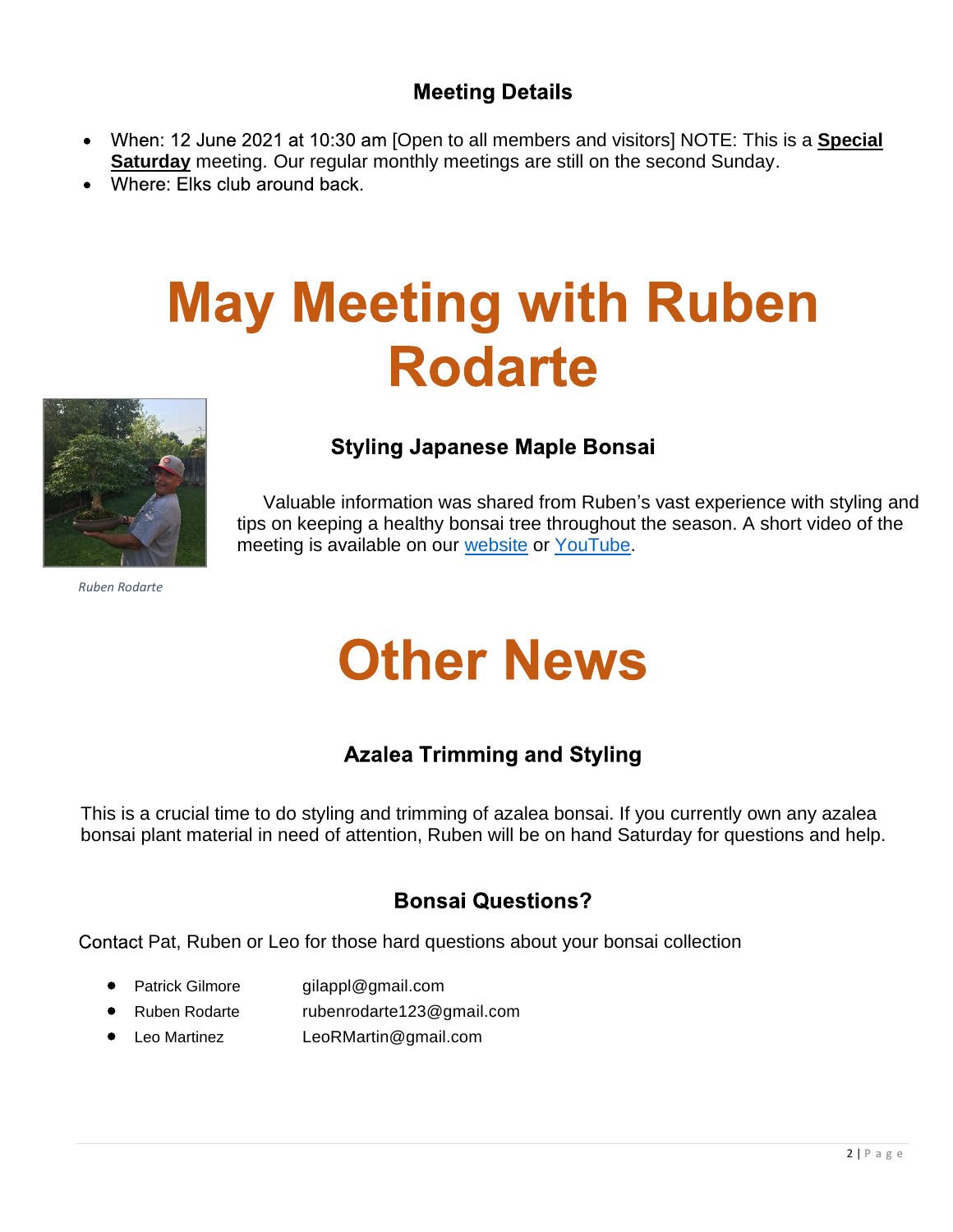### Meeting Details

- When: 12 June 2021 at 10:30 am [Open to all members and visitors] NOTE: This is a **Special Saturday** meeting. Our regular monthly meetings are still on the second Sunday.
- Where: Elks club around back.

# May Meeting with Ruben Rodarte

*Ruben Rodarte*

### Styling Japanese Maple Bonsai

Valuable information was shared from Ruben's vast experience with styling and tips on keeping a healthy bonsai tree throughout the season. A short video of the meeting is available on our website or YouTube.

# Other News

### Azalea Trimming and Styling

This is a crucial time to do styling and trimming of azalea bonsai. If you currently own any azalea bonsai plant material in need of attention, Ruben will be on hand Saturday for questions and help.

### Bonsai Questions?

Contact Pat, Ruben or Leo for those hard questions about your bonsai collection

- Patrick Gilmore gilappl@gmail.com
- Ruben Rodarte rubenrodarte123@gmail.com
- Leo Martinez LeoRMartin@gmail.com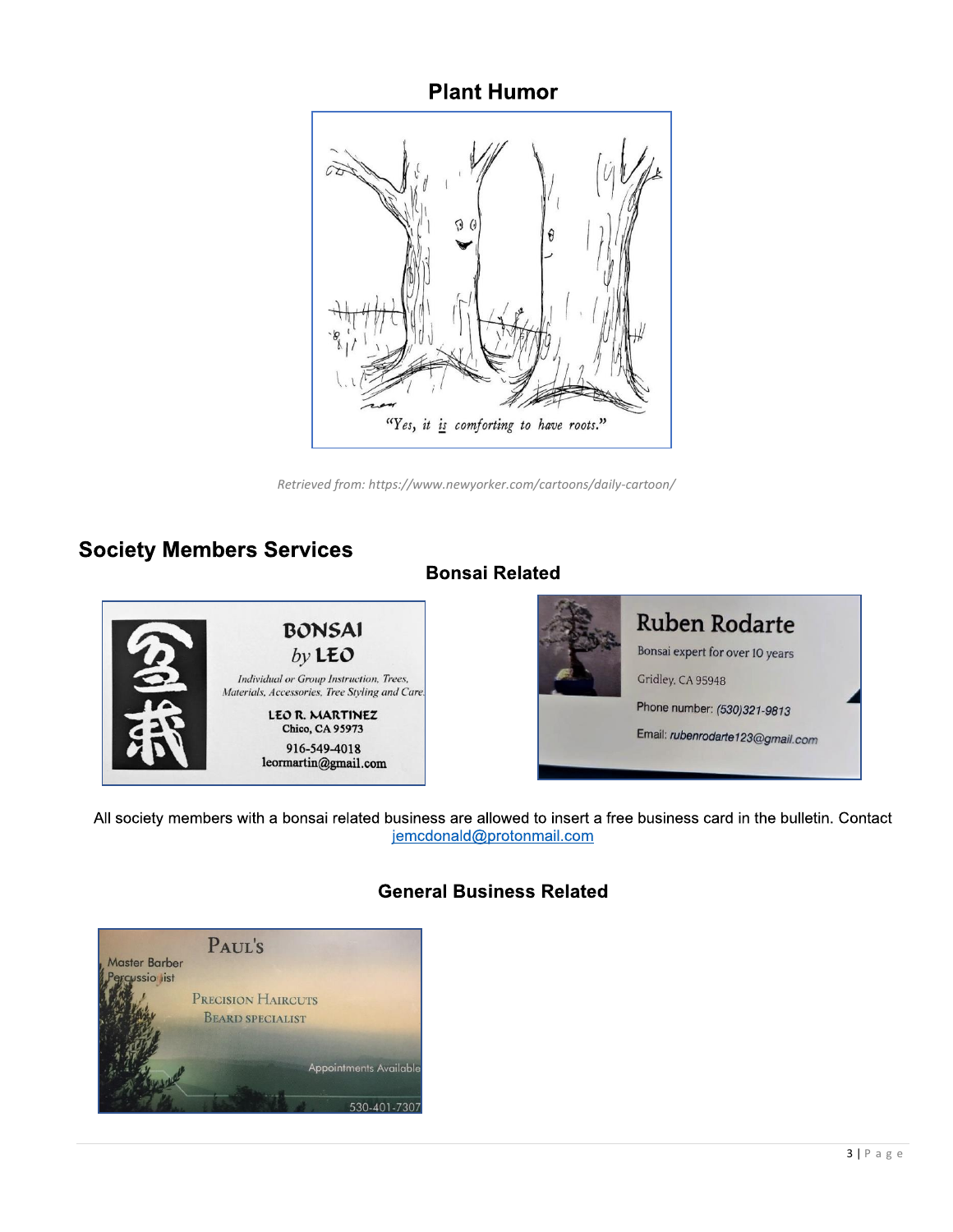## Plant Humor

"Yes, it *is* comforting to have roots."

*Retrieved from: https://www.newyorker.com/cartoons/daily-cartoon/*

## Society Members Services

### Bonsai Related

**BONSAI**
*by* **LEO**
*Individual or Group Instruction, Trees, Materials, Accessories, Tree Styling and Care.*
**LEO R. MARTINEZ**
**Chico, CA 95973**
916-549-4018
leormartin@gmail.com

**Ruben Rodarte**
Bonsai expert for over 10 years
Gridley, CA 95948
Phone number: *(530)321-9813*
Email: *rubenrodarte123@gmail.com*

All society members with a bonsai related business are allowed to insert a free business card in the bulletin. Contact jemcdonald@protonmail.com

### General Business Related

PAUL'S
Master Barber
Percussionist
PRECISION HAIRCUTS
BEARD SPECIALIST
Appointments Available
530-401-7307